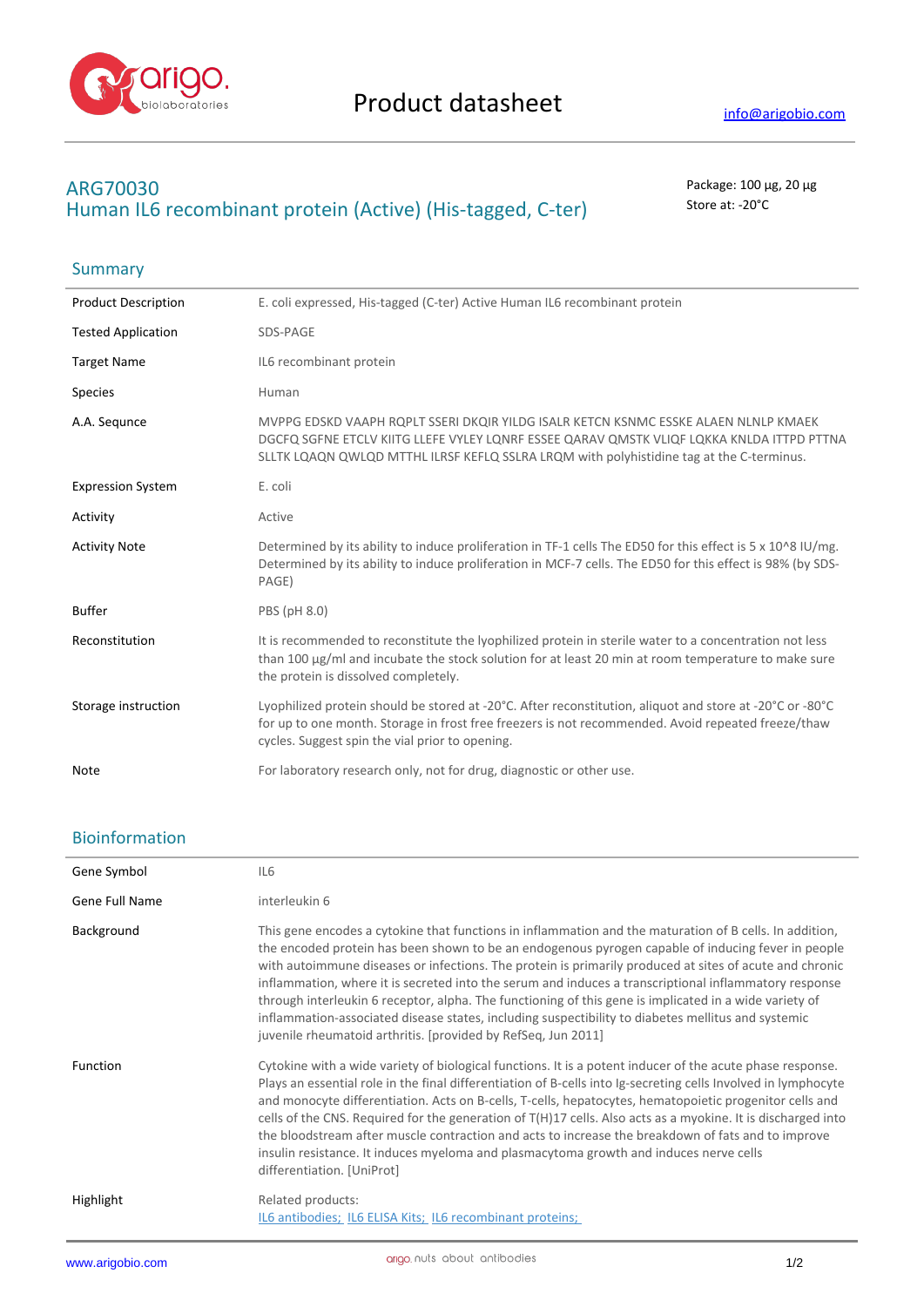# Product datasheet

info@arigobio.com

## ARG70030
## Human IL6 recombinant protein (Active) (His-tagged, C-ter)

Package: 100 μg, 20 μg
Store at: -20°C

### Summary

| | |
|---|---|
| Product Description | E. coli expressed, His-tagged (C-ter) Active Human IL6 recombinant protein |
| Tested Application | SDS-PAGE |
| Target Name | IL6 recombinant protein |
| Species | Human |
| A.A. Sequnce | MVPPG EDSKD VAAPH RQPLT SSERI DKQIR YILDG ISALR KETCN KSNMC ESSKE ALAEN NLNLP KMAEK DGCFQ SGFNE ETCLV KIITG LLEFE VYLEY LQNRF ESSEE QARAV QMSTK VLIQF LQKKA KNLDA ITTPD PTTNA SLLTK LQAQN QWLQD MTTHL ILRSF KEFLQ SSLRA LRQM with polyhistidine tag at the C-terminus. |
| Expression System | E. coli |
| Activity | Active |
| Activity Note | Determined by its ability to induce proliferation in TF-1 cells The ED50 for this effect is 5 x 10^8 IU/mg. Determined by its ability to induce proliferation in MCF-7 cells. The ED50 for this effect is 98% (by SDS-PAGE) |
| Buffer | PBS (pH 8.0) |
| Reconstitution | It is recommended to reconstitute the lyophilized protein in sterile water to a concentration not less than 100 μg/ml and incubate the stock solution for at least 20 min at room temperature to make sure the protein is dissolved completely. |
| Storage instruction | Lyophilized protein should be stored at -20°C. After reconstitution, aliquot and store at -20°C or -80°C for up to one month. Storage in frost free freezers is not recommended. Avoid repeated freeze/thaw cycles. Suggest spin the vial prior to opening. |
| Note | For laboratory research only, not for drug, diagnostic or other use. |

### Bioinformation

| | |
|---|---|
| Gene Symbol | IL6 |
| Gene Full Name | interleukin 6 |
| Background | This gene encodes a cytokine that functions in inflammation and the maturation of B cells. In addition, the encoded protein has been shown to be an endogenous pyrogen capable of inducing fever in people with autoimmune diseases or infections. The protein is primarily produced at sites of acute and chronic inflammation, where it is secreted into the serum and induces a transcriptional inflammatory response through interleukin 6 receptor, alpha. The functioning of this gene is implicated in a wide variety of inflammation-associated disease states, including suspectibility to diabetes mellitus and systemic juvenile rheumatoid arthritis. [provided by RefSeq, Jun 2011] |
| Function | Cytokine with a wide variety of biological functions. It is a potent inducer of the acute phase response. Plays an essential role in the final differentiation of B-cells into Ig-secreting cells Involved in lymphocyte and monocyte differentiation. Acts on B-cells, T-cells, hepatocytes, hematopoietic progenitor cells and cells of the CNS. Required for the generation of T(H)17 cells. Also acts as a myokine. It is discharged into the bloodstream after muscle contraction and acts to increase the breakdown of fats and to improve insulin resistance. It induces myeloma and plasmacytoma growth and induces nerve cells differentiation. [UniProt] |
| Highlight | Related products:<br>IL6 antibodies; IL6 ELISA Kits; IL6 recombinant proteins; |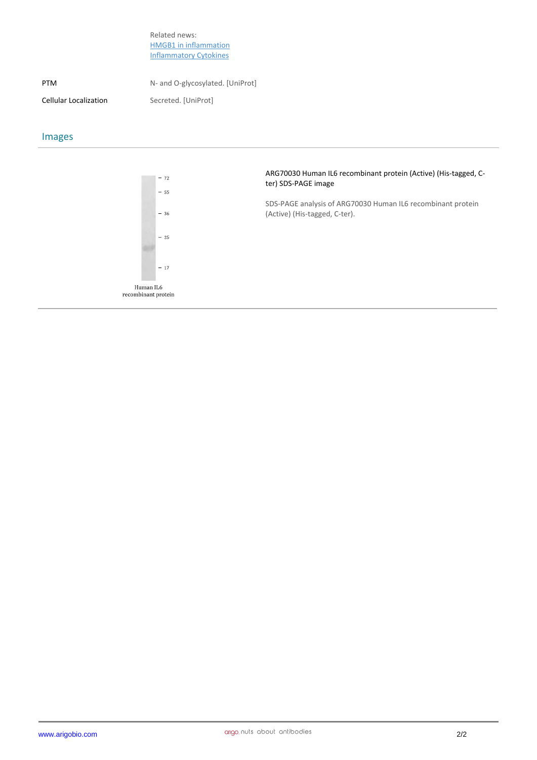Related news:
HMGB1 in inflammation
Inflammatory Cytokines

| | |
|---|---|
| PTM | N- and O-glycosylated. [UniProt] |
| Cellular Localization | Secreted. [UniProt] |

## Images

72
55
36
25
17
Human IL6
recombinant protein

**ARG70030 Human IL6 recombinant protein (Active) (His-tagged, C-ter) SDS-PAGE image**

SDS-PAGE analysis of ARG70030 Human IL6 recombinant protein (Active) (His-tagged, C-ter).